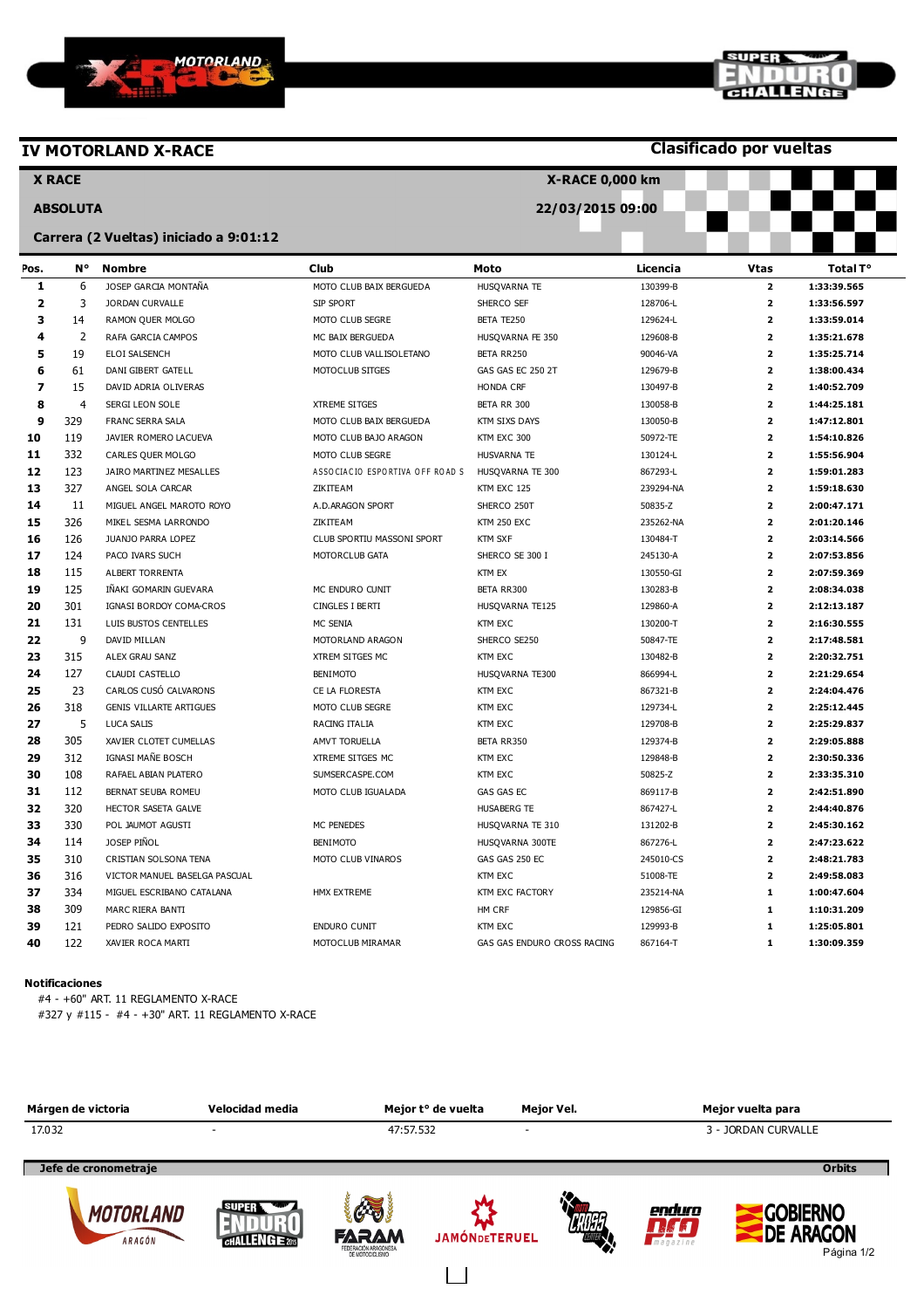# IV MOTORLAND X-RACE

**Clasificado por vueltas**

**X RACE** — **X-RACE 0,000 km**

**ABSOLUTA** — **22/03/2015 09:00**

**Carrera (2 Vueltas) iniciado a 9:01:12**

| Pos. | Nº | Nombre | Club | Moto | Licencia | Vtas | Total Tº |
|---|---|---|---|---|---|---|---|
| 1 | 6 | JOSEP GARCIA MONTAÑA | MOTO CLUB BAIX BERGUEDA | HUSQVARNA TE | 130399-B | 2 | 1:33:39.565 |
| 2 | 3 | JORDAN CURVALLE | SIP SPORT | SHERCO SEF | 128706-L | 2 | 1:33:56.597 |
| 3 | 14 | RAMON QUER MOLGO | MOTO CLUB SEGRE | BETA TE250 | 129624-L | 2 | 1:33:59.014 |
| 4 | 2 | RAFA GARCIA CAMPOS | MC BAIX BERGUEDA | HUSQVARNA FE 350 | 129608-B | 2 | 1:35:21.678 |
| 5 | 19 | ELOI SALSENCH | MOTO CLUB VALLISOLETANO | BETA RR250 | 90046-VA | 2 | 1:35:25.714 |
| 6 | 61 | DANI GIBERT GATELL | MOTOCLUB SITGES | GAS GAS EC 250 2T | 129679-B | 2 | 1:38:00.434 |
| 7 | 15 | DAVID ADRIA OLIVERAS | | HONDA CRF | 130497-B | 2 | 1:40:52.709 |
| 8 | 4 | SERGI LEON SOLE | XTREME SITGES | BETA RR 300 | 130058-B | 2 | 1:44:25.181 |
| 9 | 329 | FRANC SERRA SALA | MOTO CLUB BAIX BERGUEDA | KTM SIXS DAYS | 130050-B | 2 | 1:47:12.801 |
| 10 | 119 | JAVIER ROMERO LACUEVA | MOTO CLUB BAJO ARAGON | KTM EXC 300 | 50972-TE | 2 | 1:54:10.826 |
| 11 | 332 | CARLES QUER MOLGO | MOTO CLUB SEGRE | HUSVARNA TE | 130124-L | 2 | 1:55:56.904 |
| 12 | 123 | JAIRO MARTINEZ MESALLES | ASSOCIACIO ESPORTIVA OFF ROAD S | HUSQVARNA TE 300 | 867293-L | 2 | 1:59:01.283 |
| 13 | 327 | ANGEL SOLA CARCAR | ZIKITEAM | KTM EXC 125 | 239294-NA | 2 | 1:59:18.630 |
| 14 | 11 | MIGUEL ANGEL MAROTO ROYO | A.D.ARAGON SPORT | SHERCO 250T | 50835-Z | 2 | 2:00:47.171 |
| 15 | 326 | MIKEL SESMA LARRONDO | ZIKITEAM | KTM 250 EXC | 235262-NA | 2 | 2:01:20.146 |
| 16 | 126 | JUANJO PARRA LOPEZ | CLUB SPORTIU MASSONI SPORT | KTM SXF | 130484-T | 2 | 2:03:14.566 |
| 17 | 124 | PACO IVARS SUCH | MOTORCLUB GATA | SHERCO SE 300 I | 245130-A | 2 | 2:07:53.856 |
| 18 | 115 | ALBERT TORRENTA | | KTM EX | 130550-GI | 2 | 2:07:59.369 |
| 19 | 125 | IÑAKI GOMARIN GUEVARA | MC ENDURO CUNIT | BETA RR300 | 130283-B | 2 | 2:08:34.038 |
| 20 | 301 | IGNASI BORDOY COMA-CROS | CINGLES I BERTI | HUSQVARNA TE125 | 129860-A | 2 | 2:12:13.187 |
| 21 | 131 | LUIS BUSTOS CENTELLES | MC SENIA | KTM EXC | 130200-T | 2 | 2:16:30.555 |
| 22 | 9 | DAVID MILLAN | MOTORLAND ARAGON | SHERCO SE250 | 50847-TE | 2 | 2:17:48.581 |
| 23 | 315 | ALEX GRAU SANZ | XTREM SITGES MC | KTM EXC | 130482-B | 2 | 2:20:32.751 |
| 24 | 127 | CLAUDI CASTELLO | BENIMOTO | HUSQVARNA TE300 | 866994-L | 2 | 2:21:29.654 |
| 25 | 23 | CARLOS CUSÓ CALVARONS | CE LA FLORESTA | KTM EXC | 867321-B | 2 | 2:24:04.476 |
| 26 | 318 | GENIS VILLARTE ARTIGUES | MOTO CLUB SEGRE | KTM EXC | 129734-L | 2 | 2:25:12.445 |
| 27 | 5 | LUCA SALIS | RACING ITALIA | KTM EXC | 129708-B | 2 | 2:25:29.837 |
| 28 | 305 | XAVIER CLOTET CUMELLAS | AMVT TORUELLA | BETA RR350 | 129374-B | 2 | 2:29:05.888 |
| 29 | 312 | IGNASI MAÑE BOSCH | XTREME SITGES MC | KTM EXC | 129848-B | 2 | 2:30:50.336 |
| 30 | 108 | RAFAEL ABIAN PLATERO | SUMSERCASPE.COM | KTM EXC | 50825-Z | 2 | 2:33:35.310 |
| 31 | 112 | BERNAT SEUBA ROMEU | MOTO CLUB IGUALADA | GAS GAS EC | 869117-B | 2 | 2:42:51.890 |
| 32 | 320 | HECTOR SASETA GALVE | | HUSABERG TE | 867427-L | 2 | 2:44:40.876 |
| 33 | 330 | POL JAUMOT AGUSTI | MC PENEDES | HUSQVARNA TE 310 | 131202-B | 2 | 2:45:30.162 |
| 34 | 114 | JOSEP PIÑOL | BENIMOTO | HUSQVARNA 300TE | 867276-L | 2 | 2:47:23.622 |
| 35 | 310 | CRISTIAN SOLSONA TENA | MOTO CLUB VINAROS | GAS GAS 250 EC | 245010-CS | 2 | 2:48:21.783 |
| 36 | 316 | VICTOR MANUEL BASELGA PASCUAL | | KTM EXC | 51008-TE | 2 | 2:49:58.083 |
| 37 | 334 | MIGUEL ESCRIBANO CATALANA | HMX EXTREME | KTM EXC FACTORY | 235214-NA | 1 | 1:00:47.604 |
| 38 | 309 | MARC RIERA BANTI | | HM CRF | 129856-GI | 1 | 1:10:31.209 |
| 39 | 121 | PEDRO SALIDO EXPOSITO | ENDURO CUNIT | KTM EXC | 129993-B | 1 | 1:25:05.801 |
| 40 | 122 | XAVIER ROCA MARTI | MOTOCLUB MIRAMAR | GAS GAS ENDURO CROSS RACING | 867164-T | 1 | 1:30:09.359 |

**Notificaciones**

#4 - +60" ART. 11 REGLAMENTO X-RACE

#327 y #115 - #4 - +30" ART. 11 REGLAMENTO X-RACE

| Márgen de victoria | Velocidad media | Mejor tº de vuelta | Mejor Vel. | Mejor vuelta para |
|---|---|---|---|---|
| 17.032 | - | 47:57.532 | - | 3 - JORDAN CURVALLE |

**Jefe de cronometraje** — **Orbits**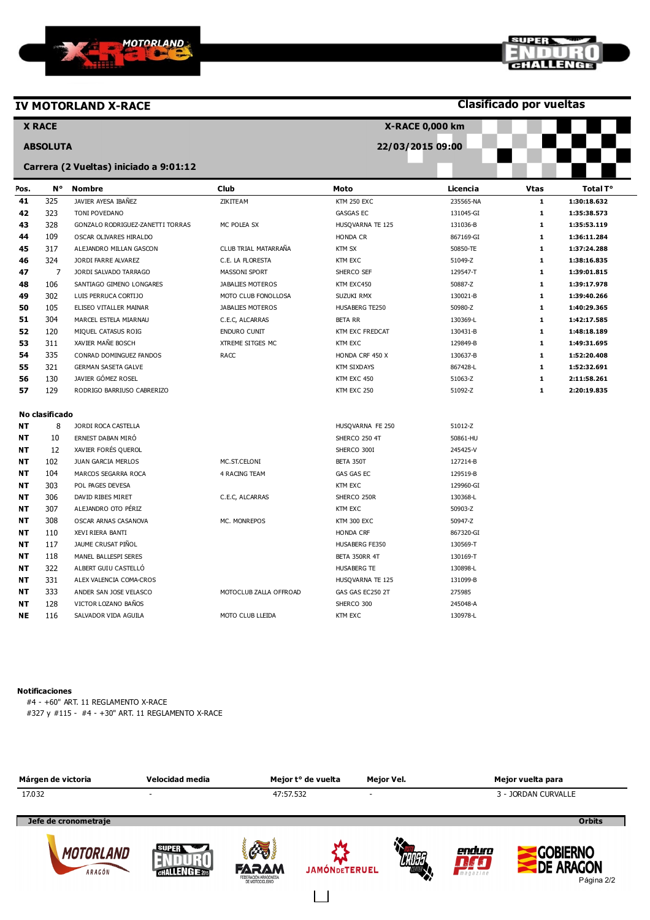## IV MOTORLAND X-RACE

**Clasificado por vueltas**

**X RACE** — **X-RACE 0,000 km**

**ABSOLUTA** — **22/03/2015 09:00**

**Carrera (2 Vueltas) iniciado a 9:01:12**

| Pos. | Nº | Nombre | Club | Moto | Licencia | Vtas | Total Tº |
|---|---|---|---|---|---|---|---|
| 41 | 325 | JAVIER AYESA IBAÑEZ | ZIKITEAM | KTM 250 EXC | 235565-NA | 1 | 1:30:18.632 |
| 42 | 323 | TONI POVEDANO | | GASGAS EC | 131045-GI | 1 | 1:35:38.573 |
| 43 | 328 | GONZALO RODRIGUEZ-ZANETTI TORRAS | MC POLEA SX | HUSQVARNA TE 125 | 131036-B | 1 | 1:35:53.119 |
| 44 | 109 | OSCAR OLIVARES HIRALDO | | HONDA CR | 867169-GI | 1 | 1:36:11.284 |
| 45 | 317 | ALEJANDRO MILLAN GASCON | CLUB TRIAL MATARRAÑA | KTM SX | 50850-TE | 1 | 1:37:24.288 |
| 46 | 324 | JORDI FARRE ALVAREZ | C.E. LA FLORESTA | KTM EXC | 51049-Z | 1 | 1:38:16.835 |
| 47 | 7 | JORDI SALVADO TARRAGO | MASSONI SPORT | SHERCO SEF | 129547-T | 1 | 1:39:01.815 |
| 48 | 106 | SANTIAGO GIMENO LONGARES | JABALIES MOTEROS | KTM EXC450 | 50887-Z | 1 | 1:39:17.978 |
| 49 | 302 | LUIS PERRUCA CORTIJO | MOTO CLUB FONOLLOSA | SUZUKI RMX | 130021-B | 1 | 1:39:40.266 |
| 50 | 105 | ELISEO VITALLER MAINAR | JABALIES MOTEROS | HUSABERG TE250 | 50980-Z | 1 | 1:40:29.365 |
| 51 | 304 | MARCEL ESTELA MIARNAU | C.E.C, ALCARRAS | BETA RR | 130369-L | 1 | 1:42:17.585 |
| 52 | 120 | MIQUEL CATASUS ROIG | ENDURO CUNIT | KTM EXC FREDCAT | 130431-B | 1 | 1:48:18.189 |
| 53 | 311 | XAVIER MAÑE BOSCH | XTREME SITGES MC | KTM EXC | 129849-B | 1 | 1:49:31.695 |
| 54 | 335 | CONRAD DOMINGUEZ FANDOS | RACC | HONDA CRF 450 X | 130637-B | 1 | 1:52:20.408 |
| 55 | 321 | GERMAN SASETA GALVE | | KTM SIXDAYS | 867428-L | 1 | 1:52:32.691 |
| 56 | 130 | JAVIER GÓMEZ ROSEL | | KTM EXC 450 | 51063-Z | 1 | 2:11:58.261 |
| 57 | 129 | RODRIGO BARRIUSO CABRERIZO | | KTM EXC 250 | 51092-Z | 1 | 2:20:19.835 |

**No clasificado**

| Pos. | Nº | Nombre | Club | Moto | Licencia | Vtas | Total Tº |
|---|---|---|---|---|---|---|---|
| NT | 8 | JORDI ROCA CASTELLA | | HUSQVARNA FE 250 | 51012-Z | | |
| NT | 10 | ERNEST DABAN MIRÓ | | SHERCO 250 4T | 50861-HU | | |
| NT | 12 | XAVIER FORÉS QUEROL | | SHERCO 300I | 245425-V | | |
| NT | 102 | JUAN GARCIA MERLOS | MC.ST.CELONI | BETA 350T | 127214-B | | |
| NT | 104 | MARCOS SEGARRA ROCA | 4 RACING TEAM | GAS GAS EC | 129519-B | | |
| NT | 303 | POL PAGES DEVESA | | KTM EXC | 129960-GI | | |
| NT | 306 | DAVID RIBES MIRET | C.E.C, ALCARRAS | SHERCO 250R | 130368-L | | |
| NT | 307 | ALEJANDRO OTO PÉRIZ | | KTM EXC | 50903-Z | | |
| NT | 308 | OSCAR ARNAS CASANOVA | MC. MONREPOS | KTM 300 EXC | 50947-Z | | |
| NT | 110 | XEVI RIERA BANTI | | HONDA CRF | 867320-GI | | |
| NT | 117 | JAUME CRUSAT PIÑOL | | HUSABERG FE350 | 130569-T | | |
| NT | 118 | MANEL BALLESPI SERES | | BETA 350RR 4T | 130169-T | | |
| NT | 322 | ALBERT GUIU CASTELLÓ | | HUSABERG TE | 130898-L | | |
| NT | 331 | ALEX VALENCIA COMA-CROS | | HUSQVARNA TE 125 | 131099-B | | |
| NT | 333 | ANDER SAN JOSE VELASCO | MOTOCLUB ZALLA OFFROAD | GAS GAS EC250 2T | 275985 | | |
| NT | 128 | VICTOR LOZANO BAÑOS | | SHERCO 300 | 245048-A | | |
| NE | 116 | SALVADOR VIDA AGUILA | MOTO CLUB LLEIDA | KTM EXC | 130978-L | | |

**Notificaciones**

#4 - +60" ART. 11 REGLAMENTO X-RACE
#327 y #115 - #4 - +30" ART. 11 REGLAMENTO X-RACE

| Márgen de victoria | Velocidad media | Mejor tº de vuelta | Mejor Vel. | Mejor vuelta para |
|---|---|---|---|---|
| 17.032 | - | 47:57.532 | - | 3 - JORDAN CURVALLE |

**Jefe de cronometraje** — **Orbits**